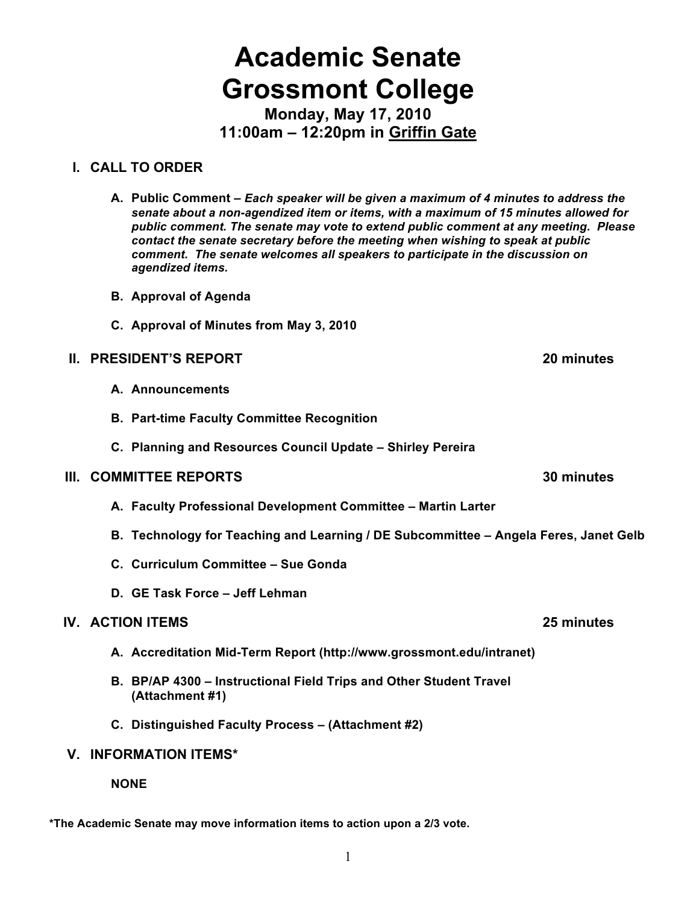# Academic Senate
# Grossmont College

**Monday, May 17, 2010**
**11:00am – 12:20pm in <u>Griffin Gate</u>**

## I. CALL TO ORDER

**A. Public Comment –** ***Each speaker will be given a maximum of 4 minutes to address the senate about a non-agendized item or items, with a maximum of 15 minutes allowed for public comment. The senate may vote to extend public comment at any meeting. Please contact the senate secretary before the meeting when wishing to speak at public comment. The senate welcomes all speakers to participate in the discussion on agendized items.***

**B. Approval of Agenda**

**C. Approval of Minutes from May 3, 2010**

## II. PRESIDENT'S REPORT — 20 minutes

**A. Announcements**

**B. Part-time Faculty Committee Recognition**

**C. Planning and Resources Council Update – Shirley Pereira**

## III. COMMITTEE REPORTS — 30 minutes

**A. Faculty Professional Development Committee – Martin Larter**

**B. Technology for Teaching and Learning / DE Subcommittee – Angela Feres, Janet Gelb**

**C. Curriculum Committee – Sue Gonda**

**D. GE Task Force – Jeff Lehman**

## IV. ACTION ITEMS — 25 minutes

**A. Accreditation Mid-Term Report (http://www.grossmont.edu/intranet)**

**B. BP/AP 4300 – Instructional Field Trips and Other Student Travel (Attachment #1)**

**C. Distinguished Faculty Process – (Attachment #2)**

## V. INFORMATION ITEMS*

**NONE**

**\*The Academic Senate may move information items to action upon a 2/3 vote.**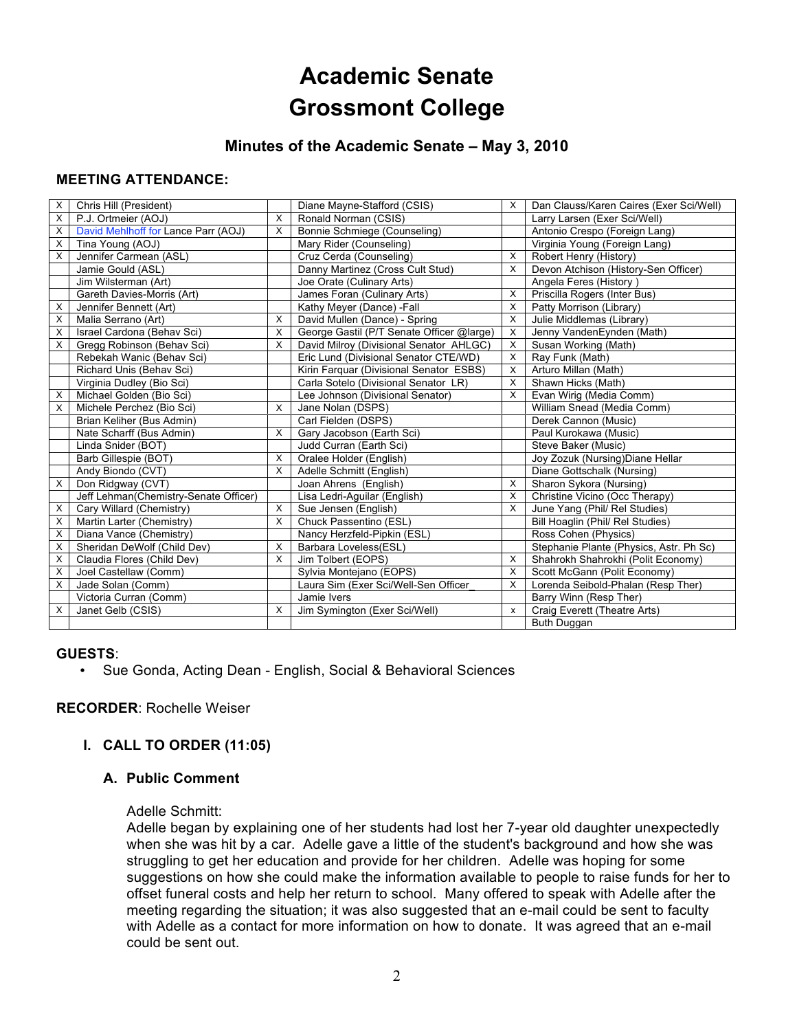# Academic Senate
# Grossmont College

### Minutes of the Academic Senate – May 3, 2010

**MEETING ATTENDANCE:**

| | | | | | |
|---|---|---|---|---|---|
| X | Chris Hill (President) | | Diane Mayne-Stafford (CSIS) | X | Dan Clauss/Karen Caires (Exer Sci/Well) |
| X | P.J. Ortmeier (AOJ) | X | Ronald Norman (CSIS) | | Larry Larsen (Exer Sci/Well) |
| X | David Mehlhoff for Lance Parr (AOJ) | X | Bonnie Schmiege (Counseling) | | Antonio Crespo (Foreign Lang) |
| X | Tina Young (AOJ) | | Mary Rider (Counseling) | | Virginia Young (Foreign Lang) |
| X | Jennifer Carmean (ASL) | | Cruz Cerda (Counseling) | X | Robert Henry (History) |
| | Jamie Gould (ASL) | | Danny Martinez (Cross Cult Stud) | X | Devon Atchison (History-Sen Officer) |
| | Jim Wilsterman (Art) | | Joe Orate (Culinary Arts) | | Angela Feres (History ) |
| | Gareth Davies-Morris (Art) | | James Foran (Culinary Arts) | X | Priscilla Rogers (Inter Bus) |
| X | Jennifer Bennett (Art) | | Kathy Meyer (Dance) -Fall | X | Patty Morrison (Library) |
| X | Malia Serrano (Art) | X | David Mullen (Dance) - Spring | X | Julie Middlemas (Library) |
| X | Israel Cardona (Behav Sci) | X | George Gastil (P/T Senate Officer @large) | X | Jenny VandenEynden (Math) |
| X | Gregg Robinson (Behav Sci) | X | David Milroy (Divisional Senator AHLGC) | X | Susan Working (Math) |
| | Rebekah Wanic (Behav Sci) | | Eric Lund (Divisional Senator CTE/WD) | X | Ray Funk (Math) |
| | Richard Unis (Behav Sci) | | Kirin Farquar (Divisional Senator ESBS) | X | Arturo Millan (Math) |
| | Virginia Dudley (Bio Sci) | | Carla Sotelo (Divisional Senator LR) | X | Shawn Hicks (Math) |
| X | Michael Golden (Bio Sci) | | Lee Johnson (Divisional Senator) | X | Evan Wirig (Media Comm) |
| X | Michele Perchez (Bio Sci) | X | Jane Nolan (DSPS) | | William Snead (Media Comm) |
| | Brian Keliher (Bus Admin) | | Carl Fielden (DSPS) | | Derek Cannon (Music) |
| | Nate Scharff (Bus Admin) | X | Gary Jacobson (Earth Sci) | | Paul Kurokawa (Music) |
| | Linda Snider (BOT) | | Judd Curran (Earth Sci) | | Steve Baker (Music) |
| | Barb Gillespie (BOT) | X | Oralee Holder (English) | | Joy Zozuk (Nursing)Diane Hellar |
| | Andy Biondo (CVT) | X | Adelle Schmitt (English) | | Diane Gottschalk (Nursing) |
| X | Don Ridgway (CVT) | | Joan Ahrens (English) | X | Sharon Sykora (Nursing) |
| | Jeff Lehman(Chemistry-Senate Officer) | | Lisa Ledri-Aguilar (English) | X | Christine Vicino (Occ Therapy) |
| X | Cary Willard (Chemistry) | X | Sue Jensen (English) | X | June Yang (Phil/ Rel Studies) |
| X | Martin Larter (Chemistry) | X | Chuck Passentino (ESL) | | Bill Hoaglin (Phil/ Rel Studies) |
| X | Diana Vance (Chemistry) | | Nancy Herzfeld-Pipkin (ESL) | | Ross Cohen (Physics) |
| X | Sheridan DeWolf (Child Dev) | X | Barbara Loveless(ESL) | | Stephanie Plante (Physics, Astr. Ph Sc) |
| X | Claudia Flores (Child Dev) | X | Jim Tolbert (EOPS) | X | Shahrokh Shahrokhi (Polit Economy) |
| X | Joel Castellaw (Comm) | | Sylvia Montejano (EOPS) | X | Scott McGann (Polit Economy) |
| X | Jade Solan (Comm) | | Laura Sim (Exer Sci/Well-Sen Officer_ | X | Lorenda Seibold-Phalan (Resp Ther) |
| | Victoria Curran (Comm) | | Jamie Ivers | | Barry Winn (Resp Ther) |
| X | Janet Gelb (CSIS) | X | Jim Symington (Exer Sci/Well) | x | Craig Everett (Theatre Arts) |
| | | | | | Buth Duggan |

**GUESTS**:
- Sue Gonda, Acting Dean - English, Social & Behavioral Sciences

**RECORDER**: Rochelle Weiser

## I. CALL TO ORDER (11:05)

### A. Public Comment

Adelle Schmitt:
Adelle began by explaining one of her students had lost her 7-year old daughter unexpectedly when she was hit by a car. Adelle gave a little of the student's background and how she was struggling to get her education and provide for her children. Adelle was hoping for some suggestions on how she could make the information available to people to raise funds for her to offset funeral costs and help her return to school. Many offered to speak with Adelle after the meeting regarding the situation; it was also suggested that an e-mail could be sent to faculty with Adelle as a contact for more information on how to donate. It was agreed that an e-mail could be sent out.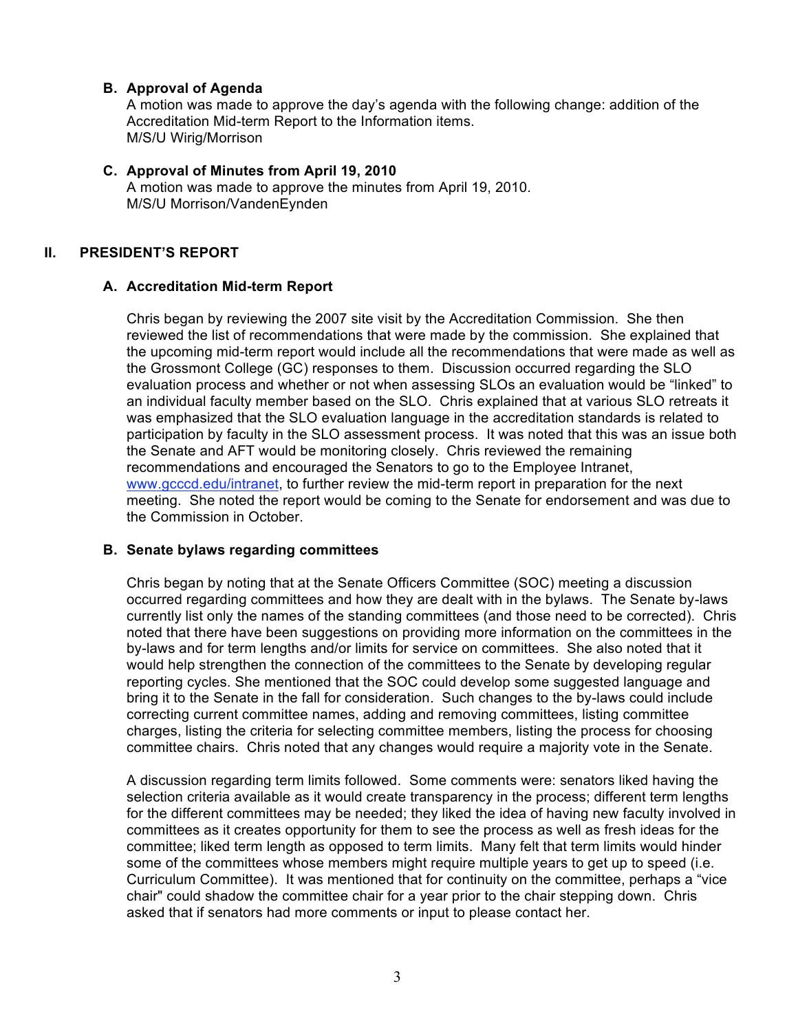### B. Approval of Agenda

A motion was made to approve the day's agenda with the following change: addition of the Accreditation Mid-term Report to the Information items.
M/S/U Wirig/Morrison

### C. Approval of Minutes from April 19, 2010

A motion was made to approve the minutes from April 19, 2010.
M/S/U Morrison/VandenEynden

## II. PRESIDENT'S REPORT

### A. Accreditation Mid-term Report

Chris began by reviewing the 2007 site visit by the Accreditation Commission. She then reviewed the list of recommendations that were made by the commission. She explained that the upcoming mid-term report would include all the recommendations that were made as well as the Grossmont College (GC) responses to them. Discussion occurred regarding the SLO evaluation process and whether or not when assessing SLOs an evaluation would be "linked" to an individual faculty member based on the SLO. Chris explained that at various SLO retreats it was emphasized that the SLO evaluation language in the accreditation standards is related to participation by faculty in the SLO assessment process. It was noted that this was an issue both the Senate and AFT would be monitoring closely. Chris reviewed the remaining recommendations and encouraged the Senators to go to the Employee Intranet, [www.gcccd.edu/intranet](http://www.gcccd.edu/intranet), to further review the mid-term report in preparation for the next meeting. She noted the report would be coming to the Senate for endorsement and was due to the Commission in October.

### B. Senate bylaws regarding committees

Chris began by noting that at the Senate Officers Committee (SOC) meeting a discussion occurred regarding committees and how they are dealt with in the bylaws. The Senate by-laws currently list only the names of the standing committees (and those need to be corrected). Chris noted that there have been suggestions on providing more information on the committees in the by-laws and for term lengths and/or limits for service on committees. She also noted that it would help strengthen the connection of the committees to the Senate by developing regular reporting cycles. She mentioned that the SOC could develop some suggested language and bring it to the Senate in the fall for consideration. Such changes to the by-laws could include correcting current committee names, adding and removing committees, listing committee charges, listing the criteria for selecting committee members, listing the process for choosing committee chairs. Chris noted that any changes would require a majority vote in the Senate.

A discussion regarding term limits followed. Some comments were: senators liked having the selection criteria available as it would create transparency in the process; different term lengths for the different committees may be needed; they liked the idea of having new faculty involved in committees as it creates opportunity for them to see the process as well as fresh ideas for the committee; liked term length as opposed to term limits. Many felt that term limits would hinder some of the committees whose members might require multiple years to get up to speed (i.e. Curriculum Committee). It was mentioned that for continuity on the committee, perhaps a "vice chair" could shadow the committee chair for a year prior to the chair stepping down. Chris asked that if senators had more comments or input to please contact her.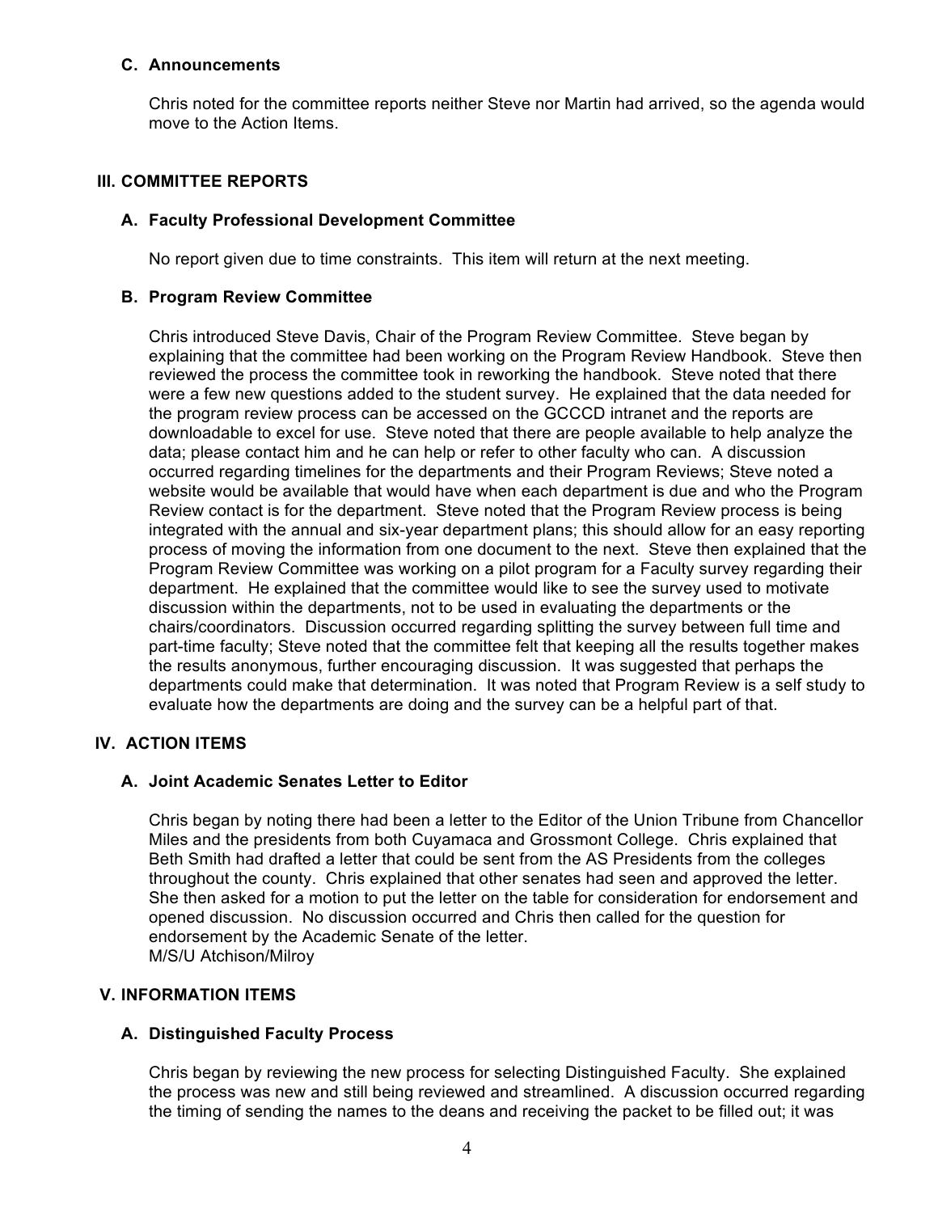### C. Announcements

Chris noted for the committee reports neither Steve nor Martin had arrived, so the agenda would move to the Action Items.

## III. COMMITTEE REPORTS

### A. Faculty Professional Development Committee

No report given due to time constraints. This item will return at the next meeting.

### B. Program Review Committee

Chris introduced Steve Davis, Chair of the Program Review Committee. Steve began by explaining that the committee had been working on the Program Review Handbook. Steve then reviewed the process the committee took in reworking the handbook. Steve noted that there were a few new questions added to the student survey. He explained that the data needed for the program review process can be accessed on the GCCCD intranet and the reports are downloadable to excel for use. Steve noted that there are people available to help analyze the data; please contact him and he can help or refer to other faculty who can. A discussion occurred regarding timelines for the departments and their Program Reviews; Steve noted a website would be available that would have when each department is due and who the Program Review contact is for the department. Steve noted that the Program Review process is being integrated with the annual and six-year department plans; this should allow for an easy reporting process of moving the information from one document to the next. Steve then explained that the Program Review Committee was working on a pilot program for a Faculty survey regarding their department. He explained that the committee would like to see the survey used to motivate discussion within the departments, not to be used in evaluating the departments or the chairs/coordinators. Discussion occurred regarding splitting the survey between full time and part-time faculty; Steve noted that the committee felt that keeping all the results together makes the results anonymous, further encouraging discussion. It was suggested that perhaps the departments could make that determination. It was noted that Program Review is a self study to evaluate how the departments are doing and the survey can be a helpful part of that.

## IV. ACTION ITEMS

### A. Joint Academic Senates Letter to Editor

Chris began by noting there had been a letter to the Editor of the Union Tribune from Chancellor Miles and the presidents from both Cuyamaca and Grossmont College. Chris explained that Beth Smith had drafted a letter that could be sent from the AS Presidents from the colleges throughout the county. Chris explained that other senates had seen and approved the letter. She then asked for a motion to put the letter on the table for consideration for endorsement and opened discussion. No discussion occurred and Chris then called for the question for endorsement by the Academic Senate of the letter.
M/S/U Atchison/Milroy

## V. INFORMATION ITEMS

### A. Distinguished Faculty Process

Chris began by reviewing the new process for selecting Distinguished Faculty. She explained the process was new and still being reviewed and streamlined. A discussion occurred regarding the timing of sending the names to the deans and receiving the packet to be filled out; it was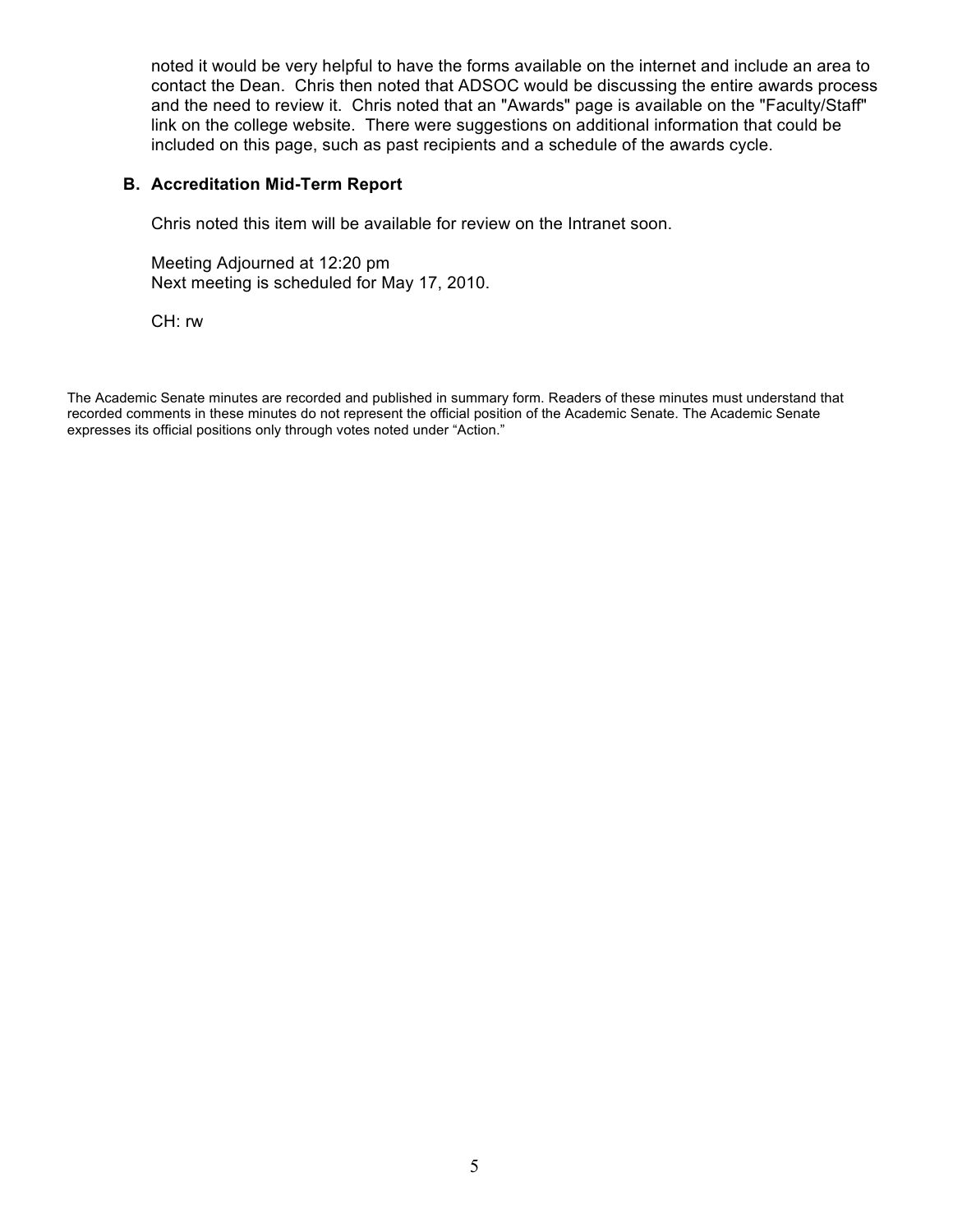noted it would be very helpful to have the forms available on the internet and include an area to contact the Dean. Chris then noted that ADSOC would be discussing the entire awards process and the need to review it. Chris noted that an "Awards" page is available on the "Faculty/Staff" link on the college website. There were suggestions on additional information that could be included on this page, such as past recipients and a schedule of the awards cycle.

**B. Accreditation Mid-Term Report**

Chris noted this item will be available for review on the Intranet soon.

Meeting Adjourned at 12:20 pm
Next meeting is scheduled for May 17, 2010.

CH: rw

The Academic Senate minutes are recorded and published in summary form. Readers of these minutes must understand that recorded comments in these minutes do not represent the official position of the Academic Senate. The Academic Senate expresses its official positions only through votes noted under "Action."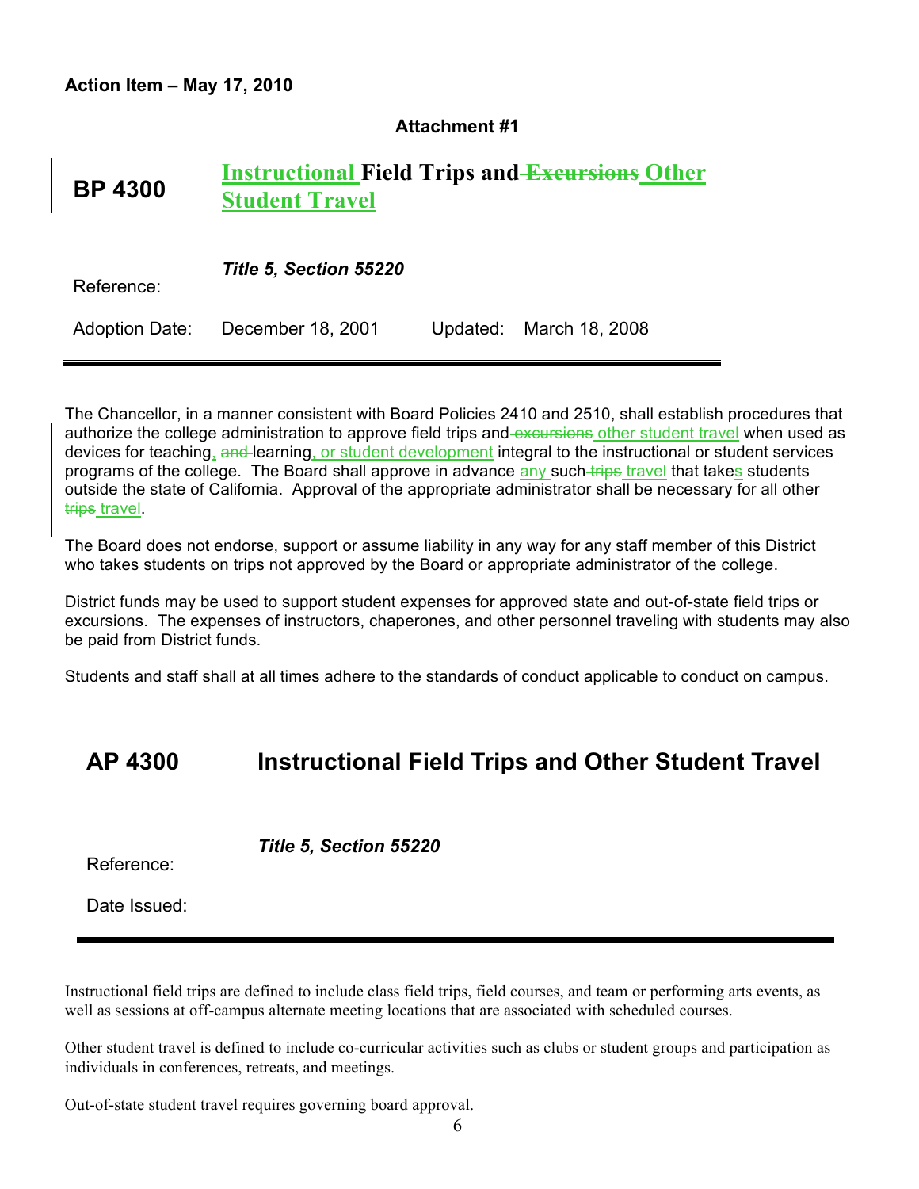**Action Item – May 17, 2010**

**Attachment #1**

# BP 4300 Instructional Field Trips and ~~Excursions~~ Other Student Travel

Reference: *Title 5, Section 55220*

Adoption Date: December 18, 2001 Updated: March 18, 2008

---

The Chancellor, in a manner consistent with Board Policies 2410 and 2510, shall establish procedures that authorize the college administration to approve field trips and ~~excursions~~ other student travel when used as devices for teaching, ~~and~~ learning, or student development integral to the instructional or student services programs of the college. The Board shall approve in advance any such ~~trips~~ travel that takes students outside the state of California. Approval of the appropriate administrator shall be necessary for all other ~~trips~~ travel.

The Board does not endorse, support or assume liability in any way for any staff member of this District who takes students on trips not approved by the Board or appropriate administrator of the college.

District funds may be used to support student expenses for approved state and out-of-state field trips or excursions. The expenses of instructors, chaperones, and other personnel traveling with students may also be paid from District funds.

Students and staff shall at all times adhere to the standards of conduct applicable to conduct on campus.

# AP 4300 Instructional Field Trips and Other Student Travel

Reference: *Title 5, Section 55220*

Date Issued:

---

Instructional field trips are defined to include class field trips, field courses, and team or performing arts events, as well as sessions at off-campus alternate meeting locations that are associated with scheduled courses.

Other student travel is defined to include co-curricular activities such as clubs or student groups and participation as individuals in conferences, retreats, and meetings.

Out-of-state student travel requires governing board approval.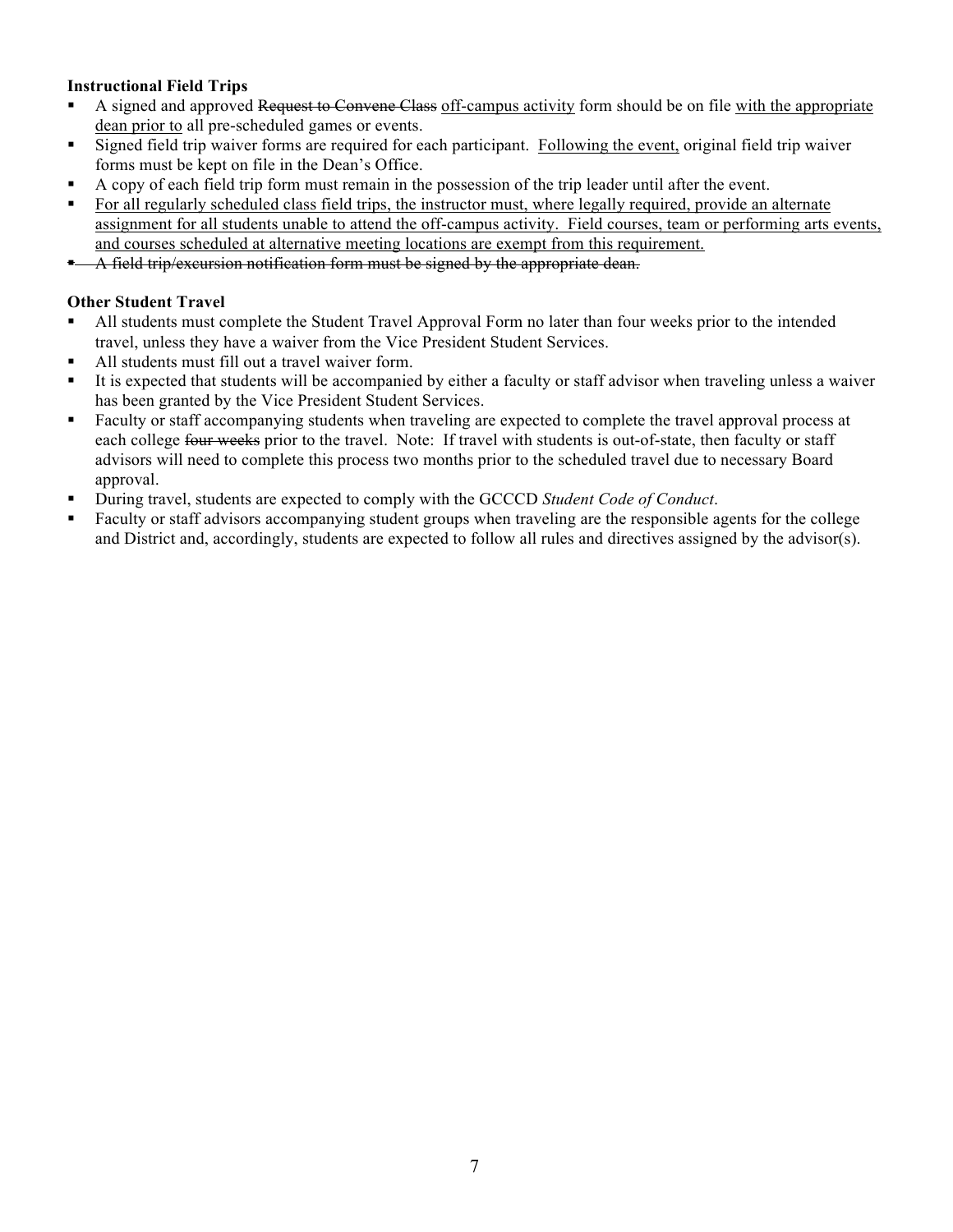**Instructional Field Trips**

- A signed and approved ~~Request to Convene Class~~ <u>off-campus activity</u> form should be on file <u>with the appropriate dean prior to</u> all pre-scheduled games or events.
- Signed field trip waiver forms are required for each participant. <u>Following the event,</u> original field trip waiver forms must be kept on file in the Dean's Office.
- A copy of each field trip form must remain in the possession of the trip leader until after the event.
- <u>For all regularly scheduled class field trips, the instructor must, where legally required, provide an alternate assignment for all students unable to attend the off-campus activity. Field courses, team or performing arts events, and courses scheduled at alternative meeting locations are exempt from this requirement.</u>
- ~~A field trip/excursion notification form must be signed by the appropriate dean.~~

**Other Student Travel**

- All students must complete the Student Travel Approval Form no later than four weeks prior to the intended travel, unless they have a waiver from the Vice President Student Services.
- All students must fill out a travel waiver form.
- It is expected that students will be accompanied by either a faculty or staff advisor when traveling unless a waiver has been granted by the Vice President Student Services.
- Faculty or staff accompanying students when traveling are expected to complete the travel approval process at each college ~~four weeks~~ prior to the travel. Note: If travel with students is out-of-state, then faculty or staff advisors will need to complete this process two months prior to the scheduled travel due to necessary Board approval.
- During travel, students are expected to comply with the GCCCD *Student Code of Conduct*.
- Faculty or staff advisors accompanying student groups when traveling are the responsible agents for the college and District and, accordingly, students are expected to follow all rules and directives assigned by the advisor(s).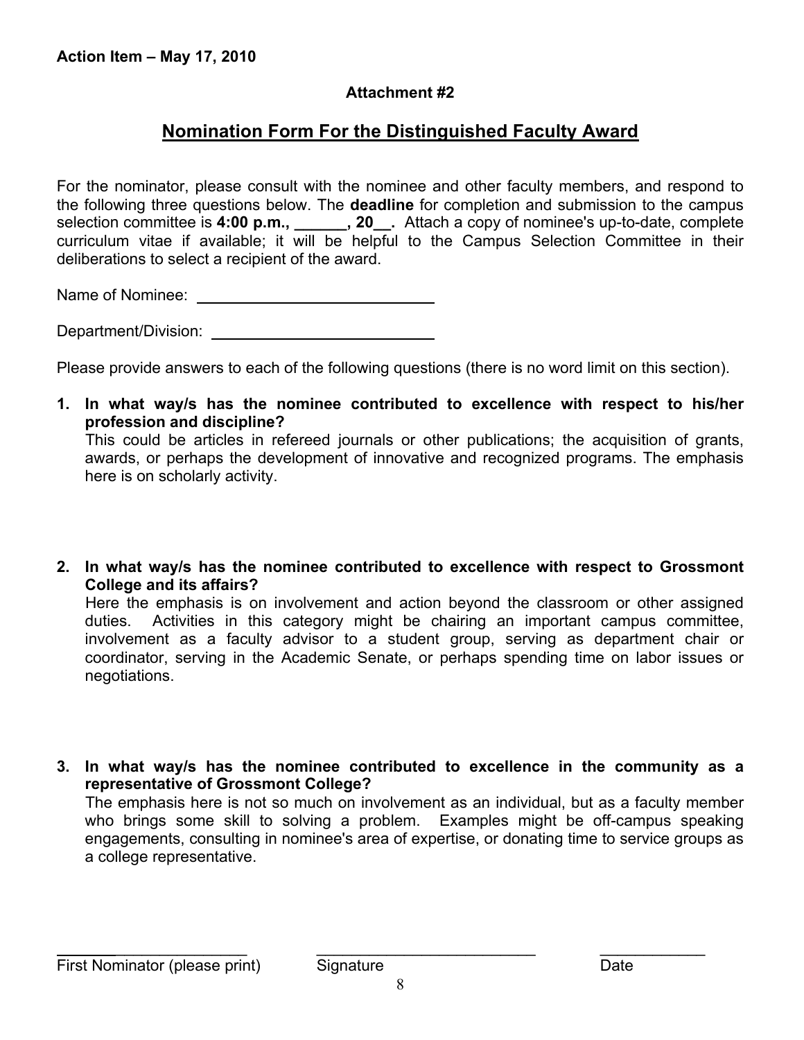**Action Item – May 17, 2010**

**Attachment #2**

## Nomination Form For the Distinguished Faculty Award

For the nominator, please consult with the nominee and other faculty members, and respond to the following three questions below. The **deadline** for completion and submission to the campus selection committee is **4:00 p.m., ______, 20__.** Attach a copy of nominee's up-to-date, complete curriculum vitae if available; it will be helpful to the Campus Selection Committee in their deliberations to select a recipient of the award.

Name of Nominee: ____________________________

Department/Division: __________________________

Please provide answers to each of the following questions (there is no word limit on this section).

1. **In what way/s has the nominee contributed to excellence with respect to his/her profession and discipline?**
   This could be articles in refereed journals or other publications; the acquisition of grants, awards, or perhaps the development of innovative and recognized programs. The emphasis here is on scholarly activity.

2. **In what way/s has the nominee contributed to excellence with respect to Grossmont College and its affairs?**
   Here the emphasis is on involvement and action beyond the classroom or other assigned duties. Activities in this category might be chairing an important campus committee, involvement as a faculty advisor to a student group, serving as department chair or coordinator, serving in the Academic Senate, or perhaps spending time on labor issues or negotiations.

3. **In what way/s has the nominee contributed to excellence in the community as a representative of Grossmont College?**
   The emphasis here is not so much on involvement as an individual, but as a faculty member who brings some skill to solving a problem. Examples might be off-campus speaking engagements, consulting in nominee's area of expertise, or donating time to service groups as a college representative.

________________________ ___________________________ ____________

First Nominator (please print) Signature Date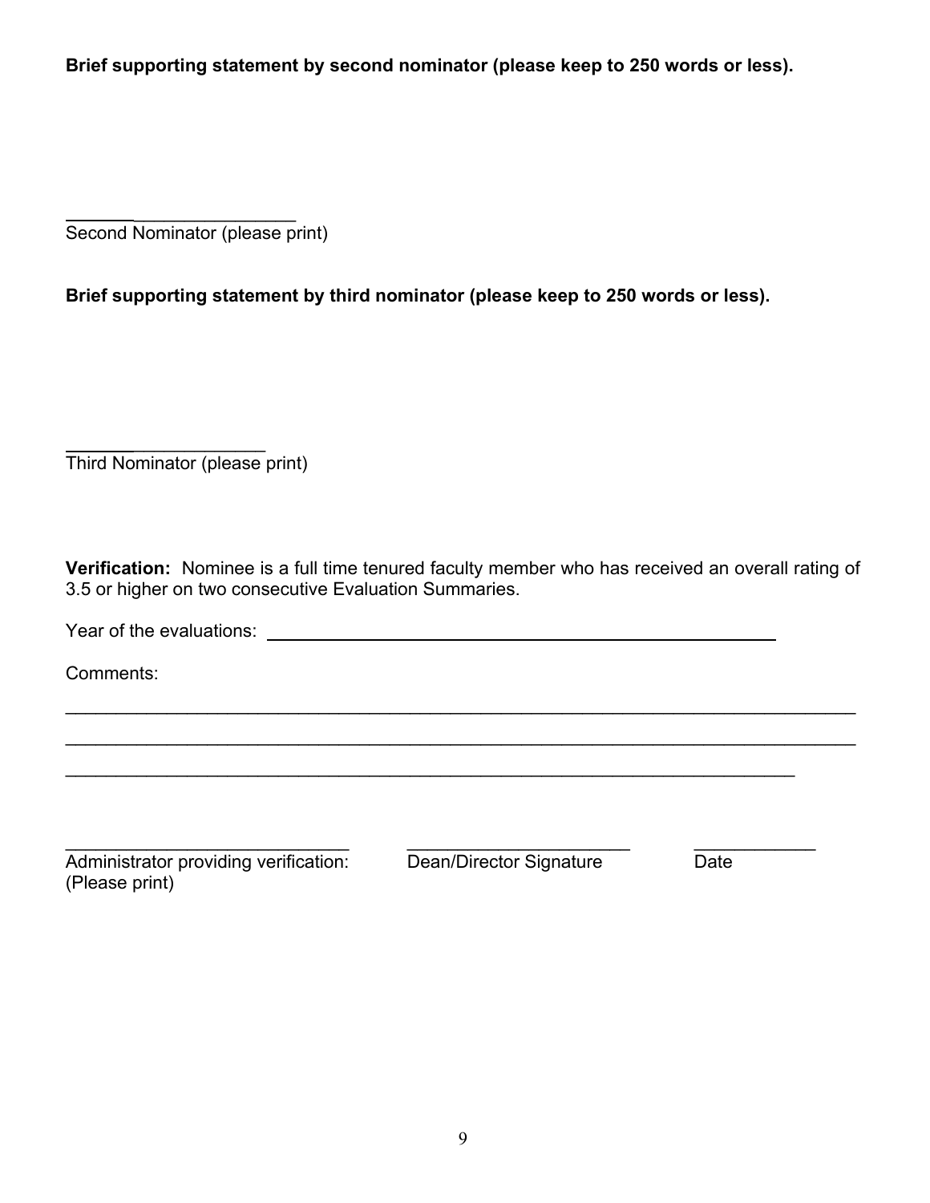**Brief supporting statement by second nominator (please keep to 250 words or less).**

________________________

Second Nominator (please print)

**Brief supporting statement by third nominator (please keep to 250 words or less).**

____________________

Third Nominator (please print)

**Verification:** Nominee is a full time tenured faculty member who has received an overall rating of 3.5 or higher on two consecutive Evaluation Summaries.

Year of the evaluations: ____________________________________________

Comments:

_______________________________________________________________________________

_______________________________________________________________________________

_____________________________________________________________________________

_____________________________ _______________________ ____________

Administrator providing verification: (Please print) Dean/Director Signature Date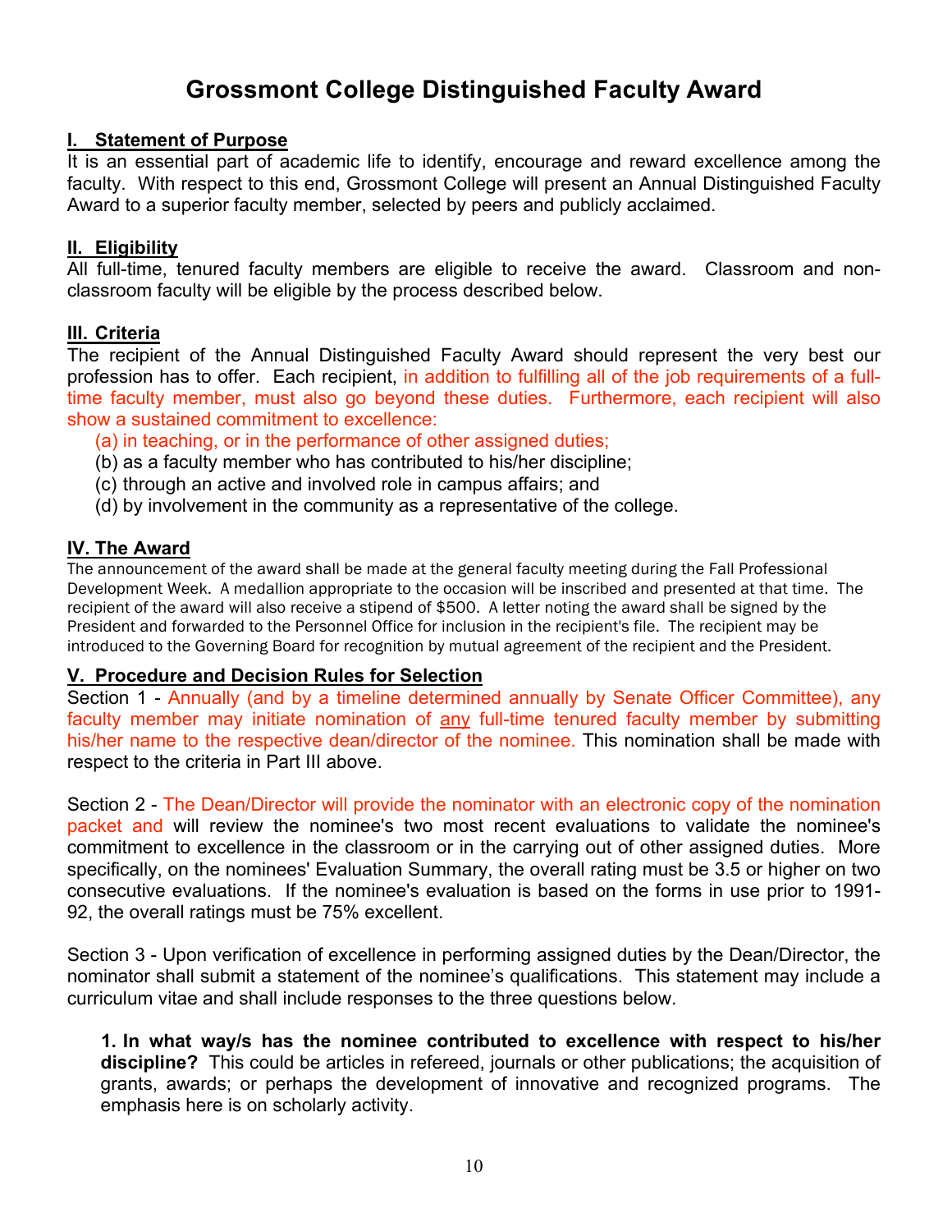# Grossmont College Distinguished Faculty Award

## I. Statement of Purpose

It is an essential part of academic life to identify, encourage and reward excellence among the faculty. With respect to this end, Grossmont College will present an Annual Distinguished Faculty Award to a superior faculty member, selected by peers and publicly acclaimed.

## II. Eligibility

All full-time, tenured faculty members are eligible to receive the award. Classroom and non-classroom faculty will be eligible by the process described below.

## III. Criteria

The recipient of the Annual Distinguished Faculty Award should represent the very best our profession has to offer. Each recipient, in addition to fulfilling all of the job requirements of a full-time faculty member, must also go beyond these duties. Furthermore, each recipient will also show a sustained commitment to excellence:

(a) in teaching, or in the performance of other assigned duties;
(b) as a faculty member who has contributed to his/her discipline;
(c) through an active and involved role in campus affairs; and
(d) by involvement in the community as a representative of the college.

## IV. The Award

The announcement of the award shall be made at the general faculty meeting during the Fall Professional Development Week. A medallion appropriate to the occasion will be inscribed and presented at that time. The recipient of the award will also receive a stipend of $500. A letter noting the award shall be signed by the President and forwarded to the Personnel Office for inclusion in the recipient's file. The recipient may be introduced to the Governing Board for recognition by mutual agreement of the recipient and the President.

## V. Procedure and Decision Rules for Selection

Section 1 - Annually (and by a timeline determined annually by Senate Officer Committee), any faculty member may initiate nomination of <u>any</u> full-time tenured faculty member by submitting his/her name to the respective dean/director of the nominee. This nomination shall be made with respect to the criteria in Part III above.

Section 2 - The Dean/Director will provide the nominator with an electronic copy of the nomination packet and will review the nominee's two most recent evaluations to validate the nominee's commitment to excellence in the classroom or in the carrying out of other assigned duties. More specifically, on the nominees' Evaluation Summary, the overall rating must be 3.5 or higher on two consecutive evaluations. If the nominee's evaluation is based on the forms in use prior to 1991-92, the overall ratings must be 75% excellent.

Section 3 - Upon verification of excellence in performing assigned duties by the Dean/Director, the nominator shall submit a statement of the nominee's qualifications. This statement may include a curriculum vitae and shall include responses to the three questions below.

> **1. In what way/s has the nominee contributed to excellence with respect to his/her discipline?** This could be articles in refereed, journals or other publications; the acquisition of grants, awards; or perhaps the development of innovative and recognized programs. The emphasis here is on scholarly activity.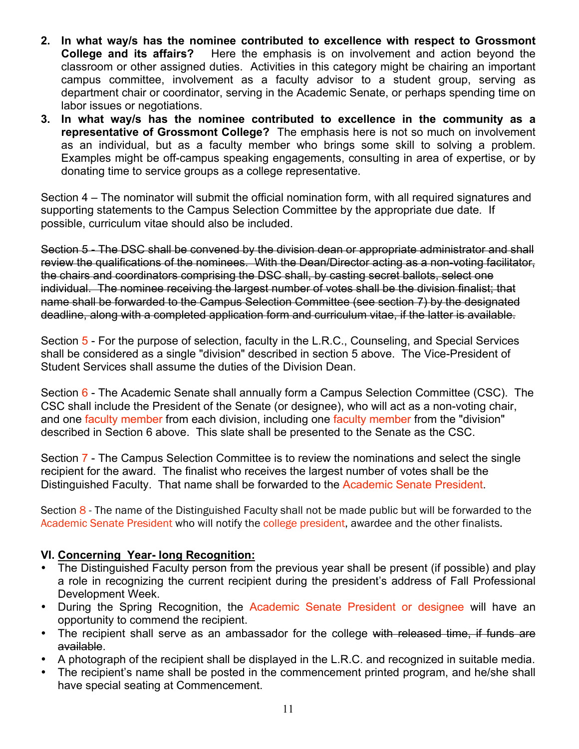2. **In what way/s has the nominee contributed to excellence with respect to Grossmont College and its affairs?** Here the emphasis is on involvement and action beyond the classroom or other assigned duties. Activities in this category might be chairing an important campus committee, involvement as a faculty advisor to a student group, serving as department chair or coordinator, serving in the Academic Senate, or perhaps spending time on labor issues or negotiations.
3. **In what way/s has the nominee contributed to excellence in the community as a representative of Grossmont College?** The emphasis here is not so much on involvement as an individual, but as a faculty member who brings some skill to solving a problem. Examples might be off-campus speaking engagements, consulting in area of expertise, or by donating time to service groups as a college representative.

Section 4 – The nominator will submit the official nomination form, with all required signatures and supporting statements to the Campus Selection Committee by the appropriate due date. If possible, curriculum vitae should also be included.

~~Section 5 - The DSC shall be convened by the division dean or appropriate administrator and shall review the qualifications of the nominees. With the Dean/Director acting as a non-voting facilitator, the chairs and coordinators comprising the DSC shall, by casting secret ballots, select one individual. The nominee receiving the largest number of votes shall be the division finalist; that name shall be forwarded to the Campus Selection Committee (see section 7) by the designated deadline, along with a completed application form and curriculum vitae, if the latter is available.~~

Section 5 - For the purpose of selection, faculty in the L.R.C., Counseling, and Special Services shall be considered as a single "division" described in section 5 above. The Vice-President of Student Services shall assume the duties of the Division Dean.

Section 6 - The Academic Senate shall annually form a Campus Selection Committee (CSC). The CSC shall include the President of the Senate (or designee), who will act as a non-voting chair, and one faculty member from each division, including one faculty member from the "division" described in Section 6 above. This slate shall be presented to the Senate as the CSC.

Section 7 - The Campus Selection Committee is to review the nominations and select the single recipient for the award. The finalist who receives the largest number of votes shall be the Distinguished Faculty. That name shall be forwarded to the Academic Senate President.

Section 8 - The name of the Distinguished Faculty shall not be made public but will be forwarded to the Academic Senate President who will notify the college president, awardee and the other finalists.

### VI. <u>Concerning Year- long Recognition:</u>

- The Distinguished Faculty person from the previous year shall be present (if possible) and play a role in recognizing the current recipient during the president's address of Fall Professional Development Week.
- During the Spring Recognition, the Academic Senate President or designee will have an opportunity to commend the recipient.
- The recipient shall serve as an ambassador for the college ~~with released time, if funds are available~~.
- A photograph of the recipient shall be displayed in the L.R.C. and recognized in suitable media.
- The recipient's name shall be posted in the commencement printed program, and he/she shall have special seating at Commencement.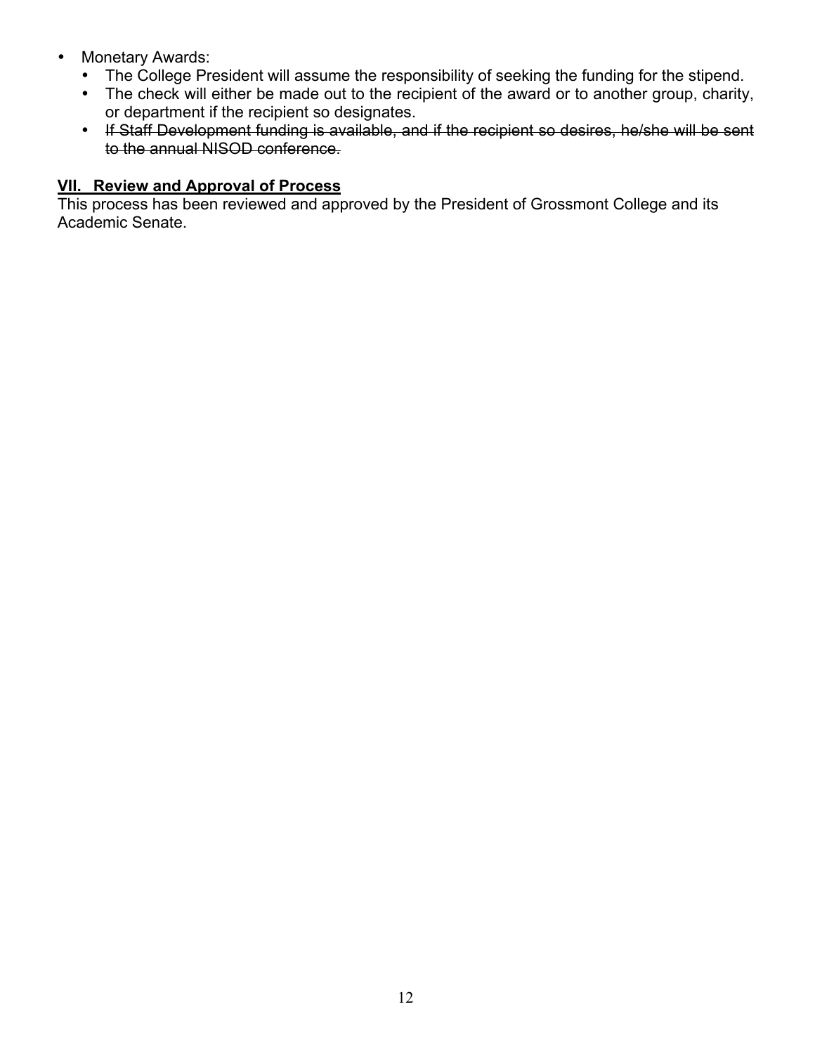- Monetary Awards:
  - The College President will assume the responsibility of seeking the funding for the stipend.
  - The check will either be made out to the recipient of the award or to another group, charity, or department if the recipient so designates.
  - ~~If Staff Development funding is available, and if the recipient so desires, he/she will be sent to the annual NISOD conference.~~

## <u>VII. Review and Approval of Process</u>

This process has been reviewed and approved by the President of Grossmont College and its Academic Senate.